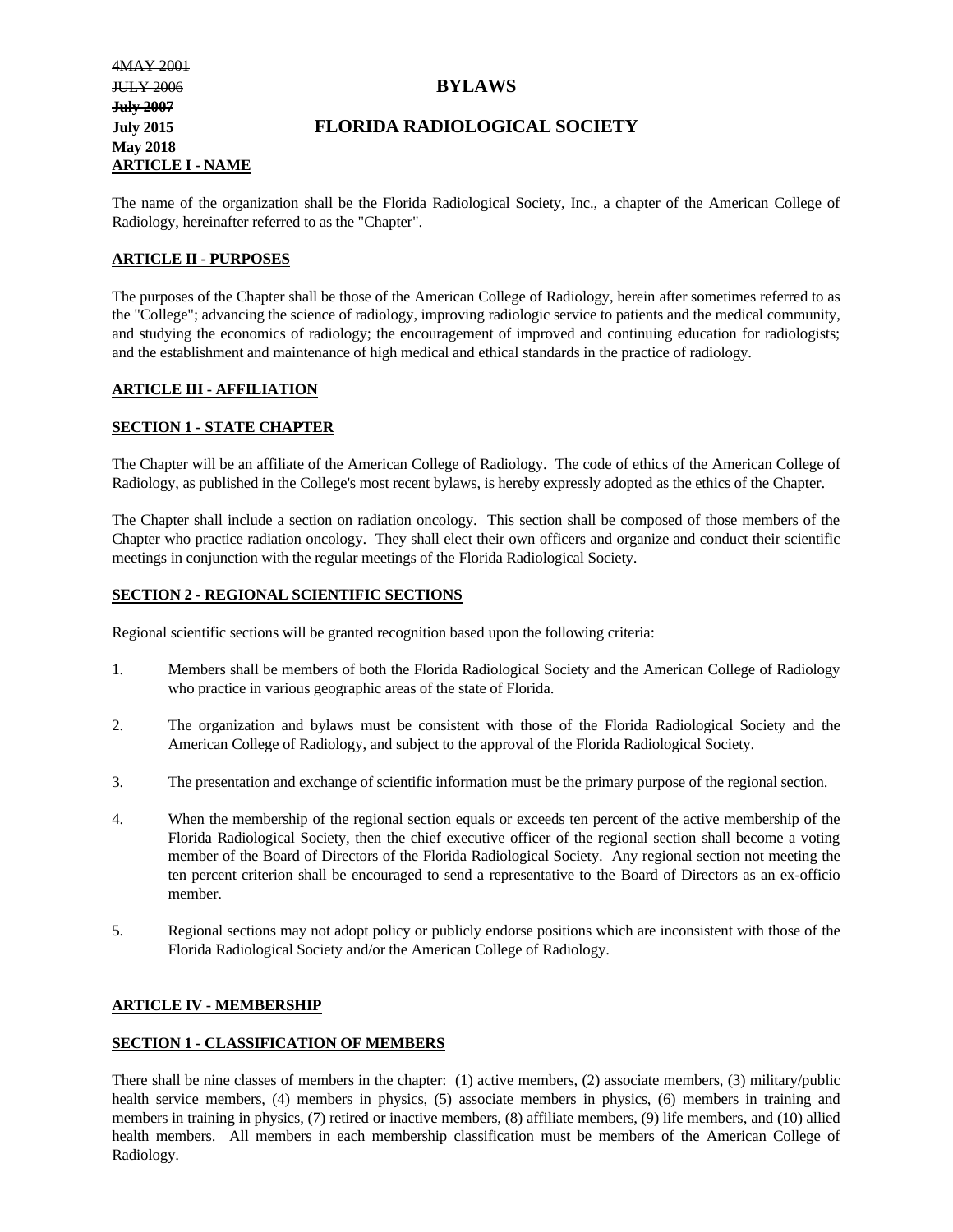~~4MAY 2001~~
~~JULY 2006~~
~~**July 2007**~~
**July 2015**
**May 2018**

# BYLAWS

# FLORIDA RADIOLOGICAL SOCIETY

## ARTICLE I - NAME

The name of the organization shall be the Florida Radiological Society, Inc., a chapter of the American College of Radiology, hereinafter referred to as the "Chapter".

## ARTICLE II - PURPOSES

The purposes of the Chapter shall be those of the American College of Radiology, herein after sometimes referred to as the "College"; advancing the science of radiology, improving radiologic service to patients and the medical community, and studying the economics of radiology; the encouragement of improved and continuing education for radiologists; and the establishment and maintenance of high medical and ethical standards in the practice of radiology.

## ARTICLE III - AFFILIATION

### SECTION 1 - STATE CHAPTER

The Chapter will be an affiliate of the American College of Radiology. The code of ethics of the American College of Radiology, as published in the College's most recent bylaws, is hereby expressly adopted as the ethics of the Chapter.

The Chapter shall include a section on radiation oncology. This section shall be composed of those members of the Chapter who practice radiation oncology. They shall elect their own officers and organize and conduct their scientific meetings in conjunction with the regular meetings of the Florida Radiological Society.

### SECTION 2 - REGIONAL SCIENTIFIC SECTIONS

Regional scientific sections will be granted recognition based upon the following criteria:

1. Members shall be members of both the Florida Radiological Society and the American College of Radiology who practice in various geographic areas of the state of Florida.

2. The organization and bylaws must be consistent with those of the Florida Radiological Society and the American College of Radiology, and subject to the approval of the Florida Radiological Society.

3. The presentation and exchange of scientific information must be the primary purpose of the regional section.

4. When the membership of the regional section equals or exceeds ten percent of the active membership of the Florida Radiological Society, then the chief executive officer of the regional section shall become a voting member of the Board of Directors of the Florida Radiological Society. Any regional section not meeting the ten percent criterion shall be encouraged to send a representative to the Board of Directors as an ex-officio member.

5. Regional sections may not adopt policy or publicly endorse positions which are inconsistent with those of the Florida Radiological Society and/or the American College of Radiology.

## ARTICLE IV - MEMBERSHIP

### SECTION 1 - CLASSIFICATION OF MEMBERS

There shall be nine classes of members in the chapter: (1) active members, (2) associate members, (3) military/public health service members, (4) members in physics, (5) associate members in physics, (6) members in training and members in training in physics, (7) retired or inactive members, (8) affiliate members, (9) life members, and (10) allied health members. All members in each membership classification must be members of the American College of Radiology.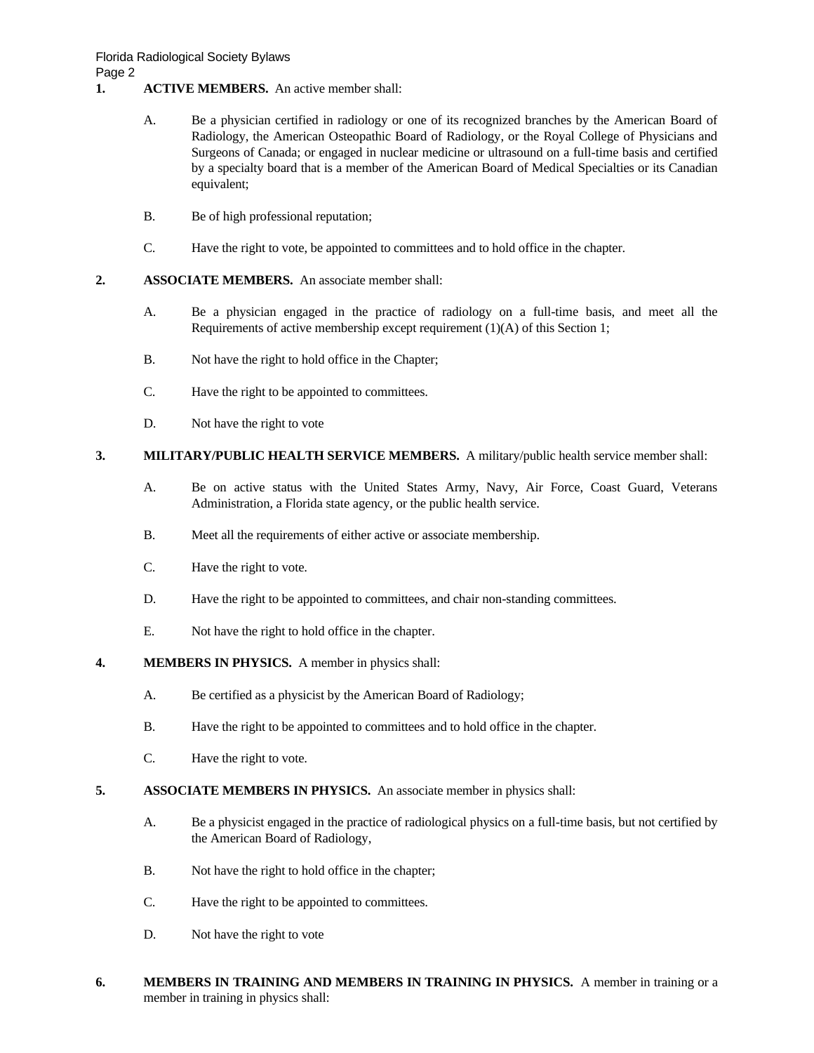**1. ACTIVE MEMBERS.** An active member shall:

A. Be a physician certified in radiology or one of its recognized branches by the American Board of Radiology, the American Osteopathic Board of Radiology, or the Royal College of Physicians and Surgeons of Canada; or engaged in nuclear medicine or ultrasound on a full-time basis and certified by a specialty board that is a member of the American Board of Medical Specialties or its Canadian equivalent;

B. Be of high professional reputation;

C. Have the right to vote, be appointed to committees and to hold office in the chapter.

**2. ASSOCIATE MEMBERS.** An associate member shall:

A. Be a physician engaged in the practice of radiology on a full-time basis, and meet all the Requirements of active membership except requirement (1)(A) of this Section 1;

B. Not have the right to hold office in the Chapter;

C. Have the right to be appointed to committees.

D. Not have the right to vote

**3. MILITARY/PUBLIC HEALTH SERVICE MEMBERS.** A military/public health service member shall:

A. Be on active status with the United States Army, Navy, Air Force, Coast Guard, Veterans Administration, a Florida state agency, or the public health service.

B. Meet all the requirements of either active or associate membership.

C. Have the right to vote.

D. Have the right to be appointed to committees, and chair non-standing committees.

E. Not have the right to hold office in the chapter.

**4. MEMBERS IN PHYSICS.** A member in physics shall:

A. Be certified as a physicist by the American Board of Radiology;

B. Have the right to be appointed to committees and to hold office in the chapter.

C. Have the right to vote.

**5. ASSOCIATE MEMBERS IN PHYSICS.** An associate member in physics shall:

A. Be a physicist engaged in the practice of radiological physics on a full-time basis, but not certified by the American Board of Radiology,

B. Not have the right to hold office in the chapter;

C. Have the right to be appointed to committees.

D. Not have the right to vote

**6. MEMBERS IN TRAINING AND MEMBERS IN TRAINING IN PHYSICS.** A member in training or a member in training in physics shall: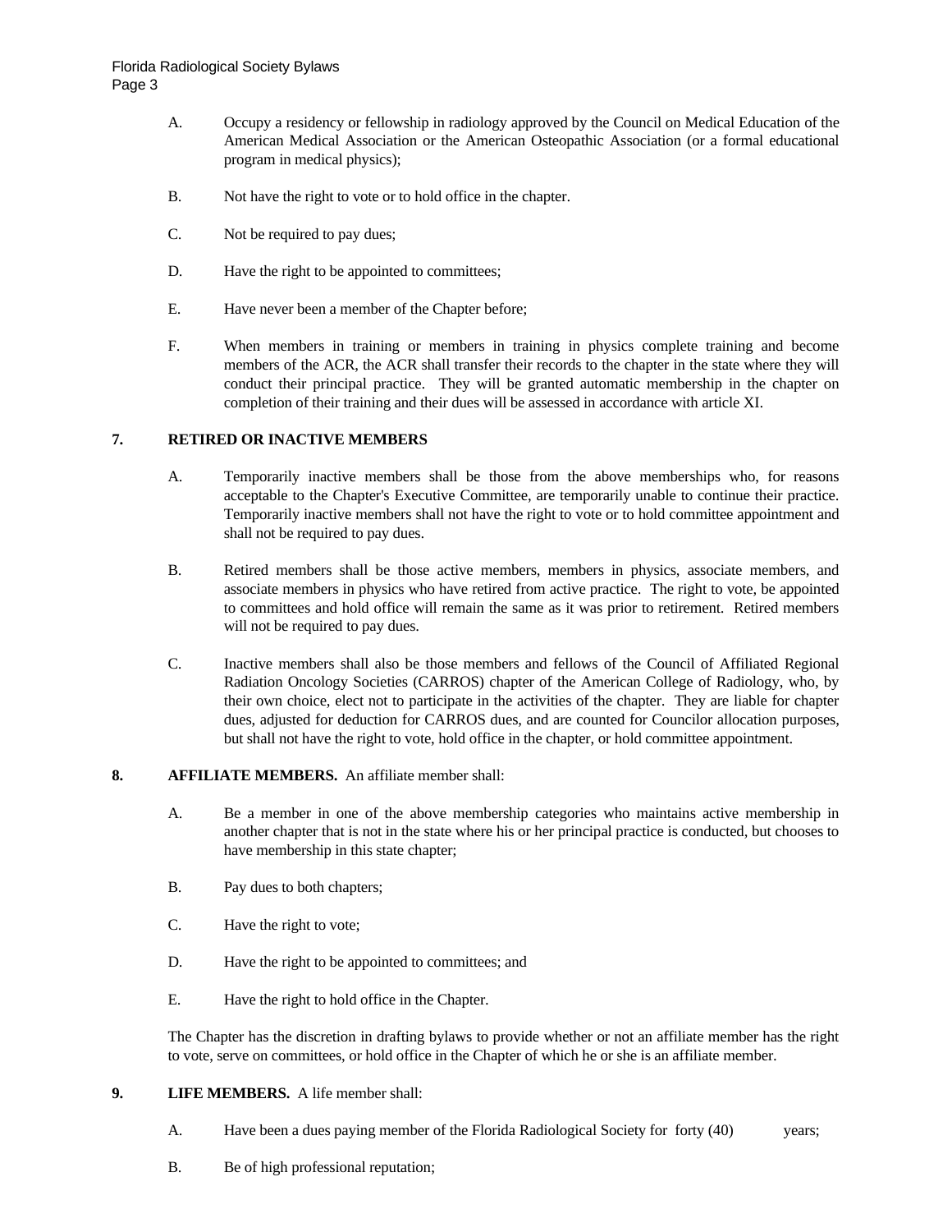A. Occupy a residency or fellowship in radiology approved by the Council on Medical Education of the American Medical Association or the American Osteopathic Association (or a formal educational program in medical physics);

B. Not have the right to vote or to hold office in the chapter.

C. Not be required to pay dues;

D. Have the right to be appointed to committees;

E. Have never been a member of the Chapter before;

F. When members in training or members in training in physics complete training and become members of the ACR, the ACR shall transfer their records to the chapter in the state where they will conduct their principal practice. They will be granted automatic membership in the chapter on completion of their training and their dues will be assessed in accordance with article XI.

**7. RETIRED OR INACTIVE MEMBERS**

A. Temporarily inactive members shall be those from the above memberships who, for reasons acceptable to the Chapter's Executive Committee, are temporarily unable to continue their practice. Temporarily inactive members shall not have the right to vote or to hold committee appointment and shall not be required to pay dues.

B. Retired members shall be those active members, members in physics, associate members, and associate members in physics who have retired from active practice. The right to vote, be appointed to committees and hold office will remain the same as it was prior to retirement. Retired members will not be required to pay dues.

C. Inactive members shall also be those members and fellows of the Council of Affiliated Regional Radiation Oncology Societies (CARROS) chapter of the American College of Radiology, who, by their own choice, elect not to participate in the activities of the chapter. They are liable for chapter dues, adjusted for deduction for CARROS dues, and are counted for Councilor allocation purposes, but shall not have the right to vote, hold office in the chapter, or hold committee appointment.

**8. AFFILIATE MEMBERS.** An affiliate member shall:

A. Be a member in one of the above membership categories who maintains active membership in another chapter that is not in the state where his or her principal practice is conducted, but chooses to have membership in this state chapter;

B. Pay dues to both chapters;

C. Have the right to vote;

D. Have the right to be appointed to committees; and

E. Have the right to hold office in the Chapter.

The Chapter has the discretion in drafting bylaws to provide whether or not an affiliate member has the right to vote, serve on committees, or hold office in the Chapter of which he or she is an affiliate member.

**9. LIFE MEMBERS.** A life member shall:

A. Have been a dues paying member of the Florida Radiological Society for forty (40) years;

B. Be of high professional reputation;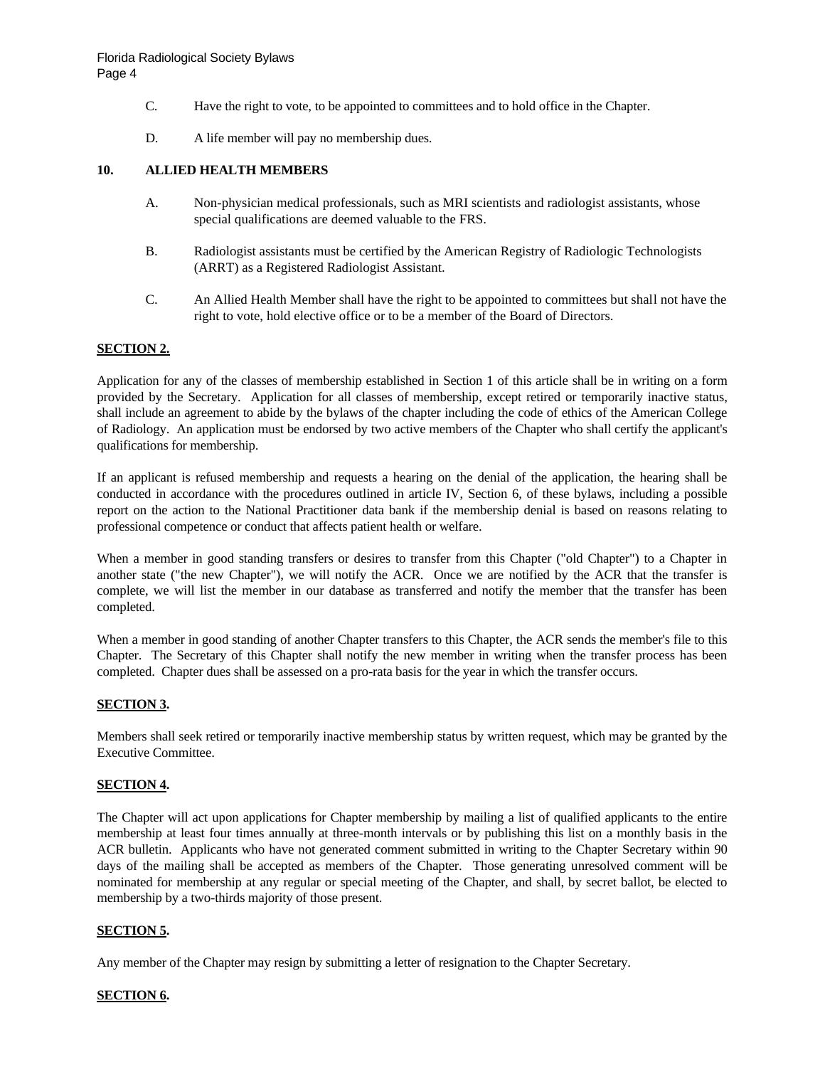C. Have the right to vote, to be appointed to committees and to hold office in the Chapter.

D. A life member will pay no membership dues.

**10. ALLIED HEALTH MEMBERS**

A. Non-physician medical professionals, such as MRI scientists and radiologist assistants, whose special qualifications are deemed valuable to the FRS.

B. Radiologist assistants must be certified by the American Registry of Radiologic Technologists (ARRT) as a Registered Radiologist Assistant.

C. An Allied Health Member shall have the right to be appointed to committees but shall not have the right to vote, hold elective office or to be a member of the Board of Directors.

**SECTION 2.**

Application for any of the classes of membership established in Section 1 of this article shall be in writing on a form provided by the Secretary. Application for all classes of membership, except retired or temporarily inactive status, shall include an agreement to abide by the bylaws of the chapter including the code of ethics of the American College of Radiology. An application must be endorsed by two active members of the Chapter who shall certify the applicant's qualifications for membership.

If an applicant is refused membership and requests a hearing on the denial of the application, the hearing shall be conducted in accordance with the procedures outlined in article IV, Section 6, of these bylaws, including a possible report on the action to the National Practitioner data bank if the membership denial is based on reasons relating to professional competence or conduct that affects patient health or welfare.

When a member in good standing transfers or desires to transfer from this Chapter ("old Chapter") to a Chapter in another state ("the new Chapter"), we will notify the ACR. Once we are notified by the ACR that the transfer is complete, we will list the member in our database as transferred and notify the member that the transfer has been completed.

When a member in good standing of another Chapter transfers to this Chapter, the ACR sends the member's file to this Chapter. The Secretary of this Chapter shall notify the new member in writing when the transfer process has been completed. Chapter dues shall be assessed on a pro-rata basis for the year in which the transfer occurs.

**SECTION 3.**

Members shall seek retired or temporarily inactive membership status by written request, which may be granted by the Executive Committee.

**SECTION 4.**

The Chapter will act upon applications for Chapter membership by mailing a list of qualified applicants to the entire membership at least four times annually at three-month intervals or by publishing this list on a monthly basis in the ACR bulletin. Applicants who have not generated comment submitted in writing to the Chapter Secretary within 90 days of the mailing shall be accepted as members of the Chapter. Those generating unresolved comment will be nominated for membership at any regular or special meeting of the Chapter, and shall, by secret ballot, be elected to membership by a two-thirds majority of those present.

**SECTION 5.**

Any member of the Chapter may resign by submitting a letter of resignation to the Chapter Secretary.

**SECTION 6.**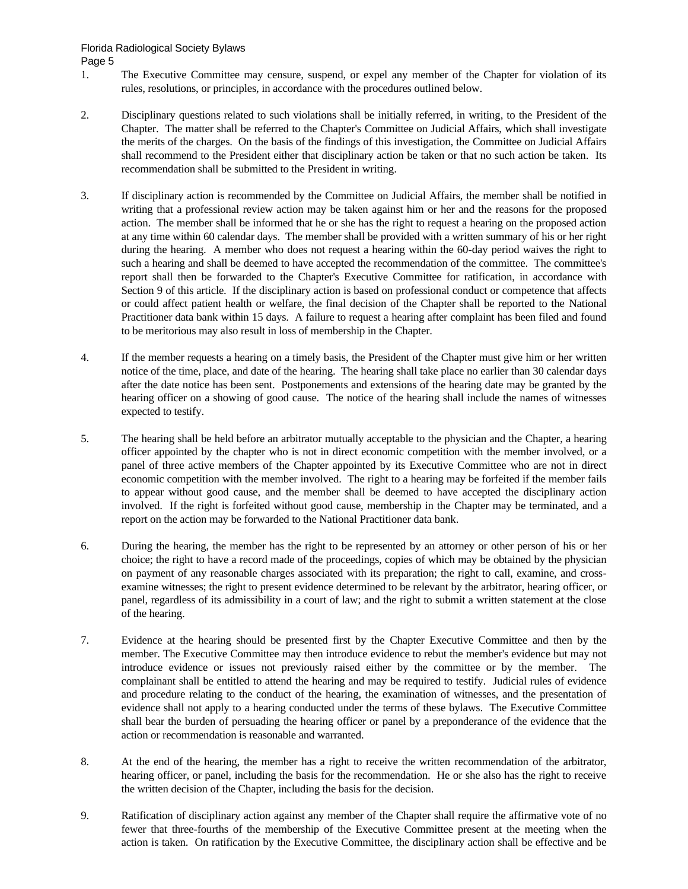1. The Executive Committee may censure, suspend, or expel any member of the Chapter for violation of its rules, resolutions, or principles, in accordance with the procedures outlined below.

2. Disciplinary questions related to such violations shall be initially referred, in writing, to the President of the Chapter. The matter shall be referred to the Chapter's Committee on Judicial Affairs, which shall investigate the merits of the charges. On the basis of the findings of this investigation, the Committee on Judicial Affairs shall recommend to the President either that disciplinary action be taken or that no such action be taken. Its recommendation shall be submitted to the President in writing.

3. If disciplinary action is recommended by the Committee on Judicial Affairs, the member shall be notified in writing that a professional review action may be taken against him or her and the reasons for the proposed action. The member shall be informed that he or she has the right to request a hearing on the proposed action at any time within 60 calendar days. The member shall be provided with a written summary of his or her right during the hearing. A member who does not request a hearing within the 60-day period waives the right to such a hearing and shall be deemed to have accepted the recommendation of the committee. The committee's report shall then be forwarded to the Chapter's Executive Committee for ratification, in accordance with Section 9 of this article. If the disciplinary action is based on professional conduct or competence that affects or could affect patient health or welfare, the final decision of the Chapter shall be reported to the National Practitioner data bank within 15 days. A failure to request a hearing after complaint has been filed and found to be meritorious may also result in loss of membership in the Chapter.

4. If the member requests a hearing on a timely basis, the President of the Chapter must give him or her written notice of the time, place, and date of the hearing. The hearing shall take place no earlier than 30 calendar days after the date notice has been sent. Postponements and extensions of the hearing date may be granted by the hearing officer on a showing of good cause. The notice of the hearing shall include the names of witnesses expected to testify.

5. The hearing shall be held before an arbitrator mutually acceptable to the physician and the Chapter, a hearing officer appointed by the chapter who is not in direct economic competition with the member involved, or a panel of three active members of the Chapter appointed by its Executive Committee who are not in direct economic competition with the member involved. The right to a hearing may be forfeited if the member fails to appear without good cause, and the member shall be deemed to have accepted the disciplinary action involved. If the right is forfeited without good cause, membership in the Chapter may be terminated, and a report on the action may be forwarded to the National Practitioner data bank.

6. During the hearing, the member has the right to be represented by an attorney or other person of his or her choice; the right to have a record made of the proceedings, copies of which may be obtained by the physician on payment of any reasonable charges associated with its preparation; the right to call, examine, and cross-examine witnesses; the right to present evidence determined to be relevant by the arbitrator, hearing officer, or panel, regardless of its admissibility in a court of law; and the right to submit a written statement at the close of the hearing.

7. Evidence at the hearing should be presented first by the Chapter Executive Committee and then by the member. The Executive Committee may then introduce evidence to rebut the member's evidence but may not introduce evidence or issues not previously raised either by the committee or by the member. The complainant shall be entitled to attend the hearing and may be required to testify. Judicial rules of evidence and procedure relating to the conduct of the hearing, the examination of witnesses, and the presentation of evidence shall not apply to a hearing conducted under the terms of these bylaws. The Executive Committee shall bear the burden of persuading the hearing officer or panel by a preponderance of the evidence that the action or recommendation is reasonable and warranted.

8. At the end of the hearing, the member has a right to receive the written recommendation of the arbitrator, hearing officer, or panel, including the basis for the recommendation. He or she also has the right to receive the written decision of the Chapter, including the basis for the decision.

9. Ratification of disciplinary action against any member of the Chapter shall require the affirmative vote of no fewer that three-fourths of the membership of the Executive Committee present at the meeting when the action is taken. On ratification by the Executive Committee, the disciplinary action shall be effective and be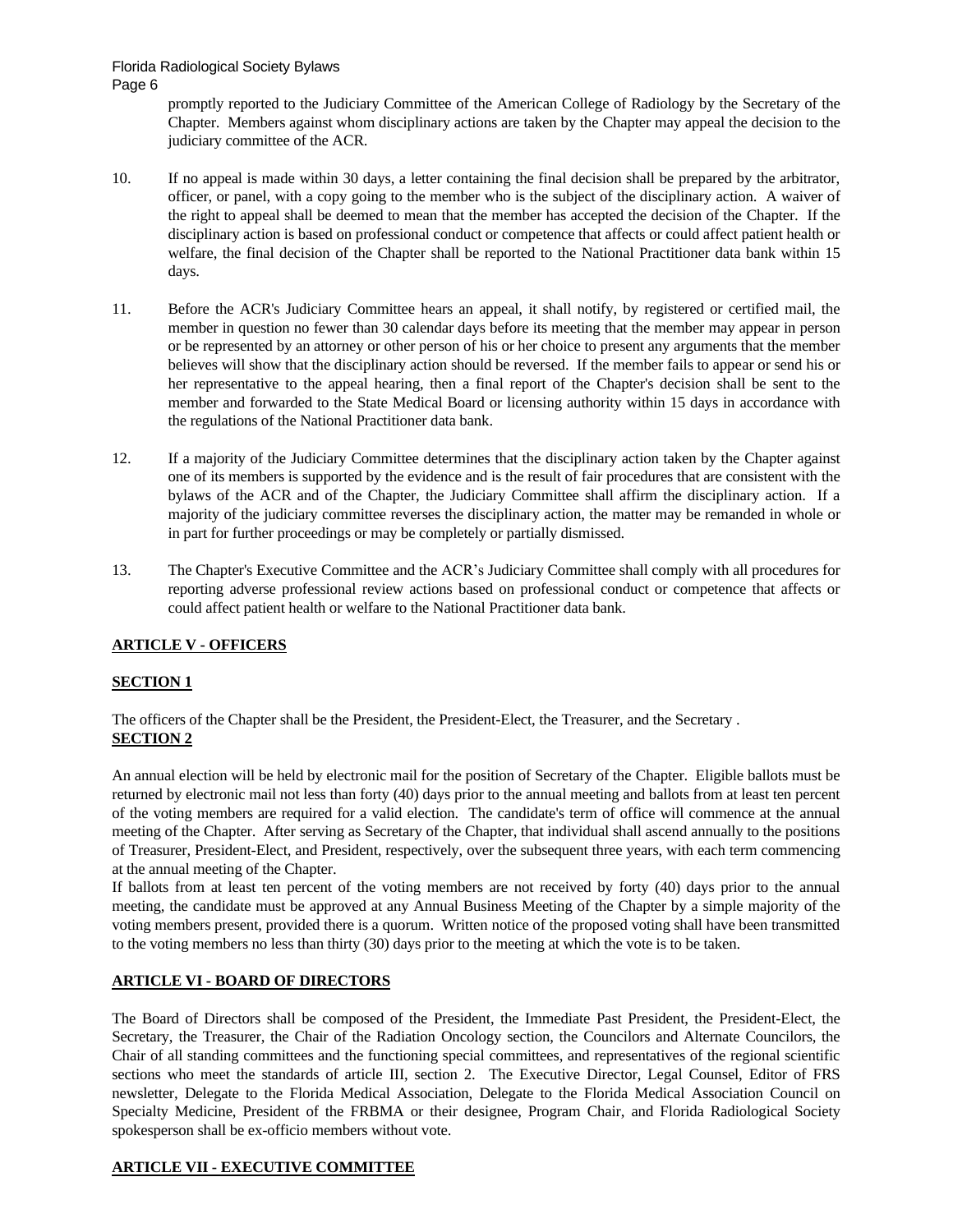promptly reported to the Judiciary Committee of the American College of Radiology by the Secretary of the Chapter. Members against whom disciplinary actions are taken by the Chapter may appeal the decision to the judiciary committee of the ACR.

10. If no appeal is made within 30 days, a letter containing the final decision shall be prepared by the arbitrator, officer, or panel, with a copy going to the member who is the subject of the disciplinary action. A waiver of the right to appeal shall be deemed to mean that the member has accepted the decision of the Chapter. If the disciplinary action is based on professional conduct or competence that affects or could affect patient health or welfare, the final decision of the Chapter shall be reported to the National Practitioner data bank within 15 days.

11. Before the ACR's Judiciary Committee hears an appeal, it shall notify, by registered or certified mail, the member in question no fewer than 30 calendar days before its meeting that the member may appear in person or be represented by an attorney or other person of his or her choice to present any arguments that the member believes will show that the disciplinary action should be reversed. If the member fails to appear or send his or her representative to the appeal hearing, then a final report of the Chapter's decision shall be sent to the member and forwarded to the State Medical Board or licensing authority within 15 days in accordance with the regulations of the National Practitioner data bank.

12. If a majority of the Judiciary Committee determines that the disciplinary action taken by the Chapter against one of its members is supported by the evidence and is the result of fair procedures that are consistent with the bylaws of the ACR and of the Chapter, the Judiciary Committee shall affirm the disciplinary action. If a majority of the judiciary committee reverses the disciplinary action, the matter may be remanded in whole or in part for further proceedings or may be completely or partially dismissed.

13. The Chapter's Executive Committee and the ACR's Judiciary Committee shall comply with all procedures for reporting adverse professional review actions based on professional conduct or competence that affects or could affect patient health or welfare to the National Practitioner data bank.

## ARTICLE V - OFFICERS

### SECTION 1

The officers of the Chapter shall be the President, the President-Elect, the Treasurer, and the Secretary .

### SECTION 2

An annual election will be held by electronic mail for the position of Secretary of the Chapter. Eligible ballots must be returned by electronic mail not less than forty (40) days prior to the annual meeting and ballots from at least ten percent of the voting members are required for a valid election. The candidate's term of office will commence at the annual meeting of the Chapter. After serving as Secretary of the Chapter, that individual shall ascend annually to the positions of Treasurer, President-Elect, and President, respectively, over the subsequent three years, with each term commencing at the annual meeting of the Chapter.

If ballots from at least ten percent of the voting members are not received by forty (40) days prior to the annual meeting, the candidate must be approved at any Annual Business Meeting of the Chapter by a simple majority of the voting members present, provided there is a quorum. Written notice of the proposed voting shall have been transmitted to the voting members no less than thirty (30) days prior to the meeting at which the vote is to be taken.

## ARTICLE VI - BOARD OF DIRECTORS

The Board of Directors shall be composed of the President, the Immediate Past President, the President-Elect, the Secretary, the Treasurer, the Chair of the Radiation Oncology section, the Councilors and Alternate Councilors, the Chair of all standing committees and the functioning special committees, and representatives of the regional scientific sections who meet the standards of article III, section 2. The Executive Director, Legal Counsel, Editor of FRS newsletter, Delegate to the Florida Medical Association, Delegate to the Florida Medical Association Council on Specialty Medicine, President of the FRBMA or their designee, Program Chair, and Florida Radiological Society spokesperson shall be ex-officio members without vote.

## ARTICLE VII - EXECUTIVE COMMITTEE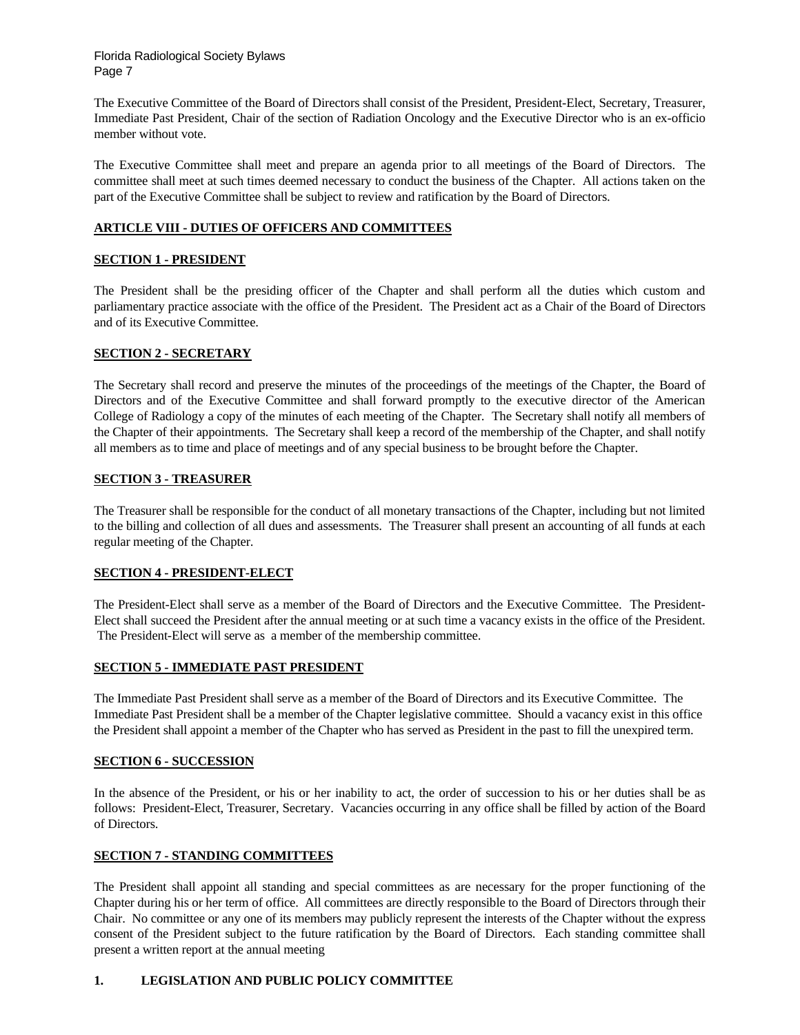The Executive Committee of the Board of Directors shall consist of the President, President-Elect, Secretary, Treasurer, Immediate Past President, Chair of the section of Radiation Oncology and the Executive Director who is an ex-officio member without vote.

The Executive Committee shall meet and prepare an agenda prior to all meetings of the Board of Directors. The committee shall meet at such times deemed necessary to conduct the business of the Chapter. All actions taken on the part of the Executive Committee shall be subject to review and ratification by the Board of Directors.

## ARTICLE VIII - DUTIES OF OFFICERS AND COMMITTEES

### SECTION 1 - PRESIDENT

The President shall be the presiding officer of the Chapter and shall perform all the duties which custom and parliamentary practice associate with the office of the President. The President act as a Chair of the Board of Directors and of its Executive Committee.

### SECTION 2 - SECRETARY

The Secretary shall record and preserve the minutes of the proceedings of the meetings of the Chapter, the Board of Directors and of the Executive Committee and shall forward promptly to the executive director of the American College of Radiology a copy of the minutes of each meeting of the Chapter. The Secretary shall notify all members of the Chapter of their appointments. The Secretary shall keep a record of the membership of the Chapter, and shall notify all members as to time and place of meetings and of any special business to be brought before the Chapter.

### SECTION 3 - TREASURER

The Treasurer shall be responsible for the conduct of all monetary transactions of the Chapter, including but not limited to the billing and collection of all dues and assessments. The Treasurer shall present an accounting of all funds at each regular meeting of the Chapter.

### SECTION 4 - PRESIDENT-ELECT

The President-Elect shall serve as a member of the Board of Directors and the Executive Committee. The President-Elect shall succeed the President after the annual meeting or at such time a vacancy exists in the office of the President. The President-Elect will serve as a member of the membership committee.

### SECTION 5 - IMMEDIATE PAST PRESIDENT

The Immediate Past President shall serve as a member of the Board of Directors and its Executive Committee. The Immediate Past President shall be a member of the Chapter legislative committee. Should a vacancy exist in this office the President shall appoint a member of the Chapter who has served as President in the past to fill the unexpired term.

### SECTION 6 - SUCCESSION

In the absence of the President, or his or her inability to act, the order of succession to his or her duties shall be as follows: President-Elect, Treasurer, Secretary. Vacancies occurring in any office shall be filled by action of the Board of Directors.

### SECTION 7 - STANDING COMMITTEES

The President shall appoint all standing and special committees as are necessary for the proper functioning of the Chapter during his or her term of office. All committees are directly responsible to the Board of Directors through their Chair. No committee or any one of its members may publicly represent the interests of the Chapter without the express consent of the President subject to the future ratification by the Board of Directors. Each standing committee shall present a written report at the annual meeting

**1. LEGISLATION AND PUBLIC POLICY COMMITTEE**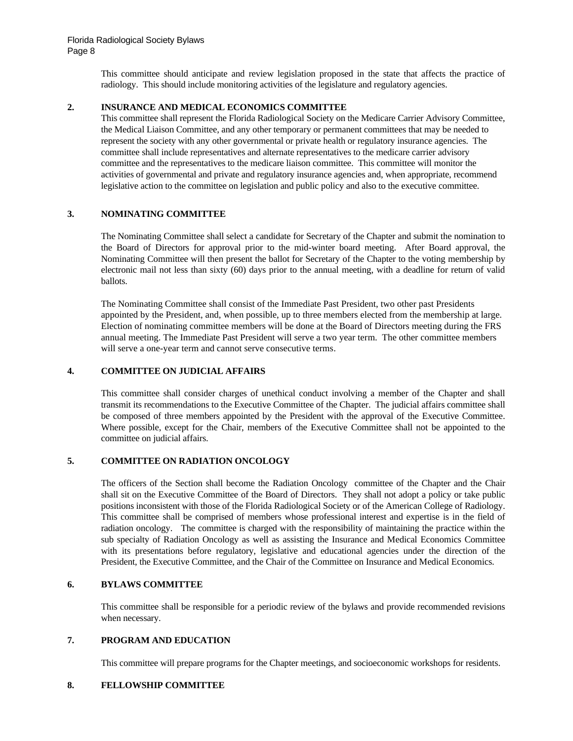This committee should anticipate and review legislation proposed in the state that affects the practice of radiology. This should include monitoring activities of the legislature and regulatory agencies.

**2. INSURANCE AND MEDICAL ECONOMICS COMMITTEE**

This committee shall represent the Florida Radiological Society on the Medicare Carrier Advisory Committee, the Medical Liaison Committee, and any other temporary or permanent committees that may be needed to represent the society with any other governmental or private health or regulatory insurance agencies. The committee shall include representatives and alternate representatives to the medicare carrier advisory committee and the representatives to the medicare liaison committee. This committee will monitor the activities of governmental and private and regulatory insurance agencies and, when appropriate, recommend legislative action to the committee on legislation and public policy and also to the executive committee.

**3. NOMINATING COMMITTEE**

The Nominating Committee shall select a candidate for Secretary of the Chapter and submit the nomination to the Board of Directors for approval prior to the mid-winter board meeting. After Board approval, the Nominating Committee will then present the ballot for Secretary of the Chapter to the voting membership by electronic mail not less than sixty (60) days prior to the annual meeting, with a deadline for return of valid ballots.

The Nominating Committee shall consist of the Immediate Past President, two other past Presidents appointed by the President, and, when possible, up to three members elected from the membership at large. Election of nominating committee members will be done at the Board of Directors meeting during the FRS annual meeting. The Immediate Past President will serve a two year term. The other committee members will serve a one-year term and cannot serve consecutive terms.

**4. COMMITTEE ON JUDICIAL AFFAIRS**

This committee shall consider charges of unethical conduct involving a member of the Chapter and shall transmit its recommendations to the Executive Committee of the Chapter. The judicial affairs committee shall be composed of three members appointed by the President with the approval of the Executive Committee. Where possible, except for the Chair, members of the Executive Committee shall not be appointed to the committee on judicial affairs.

**5. COMMITTEE ON RADIATION ONCOLOGY**

The officers of the Section shall become the Radiation Oncology committee of the Chapter and the Chair shall sit on the Executive Committee of the Board of Directors. They shall not adopt a policy or take public positions inconsistent with those of the Florida Radiological Society or of the American College of Radiology. This committee shall be comprised of members whose professional interest and expertise is in the field of radiation oncology. The committee is charged with the responsibility of maintaining the practice within the sub specialty of Radiation Oncology as well as assisting the Insurance and Medical Economics Committee with its presentations before regulatory, legislative and educational agencies under the direction of the President, the Executive Committee, and the Chair of the Committee on Insurance and Medical Economics.

**6. BYLAWS COMMITTEE**

This committee shall be responsible for a periodic review of the bylaws and provide recommended revisions when necessary.

**7. PROGRAM AND EDUCATION**

This committee will prepare programs for the Chapter meetings, and socioeconomic workshops for residents.

**8. FELLOWSHIP COMMITTEE**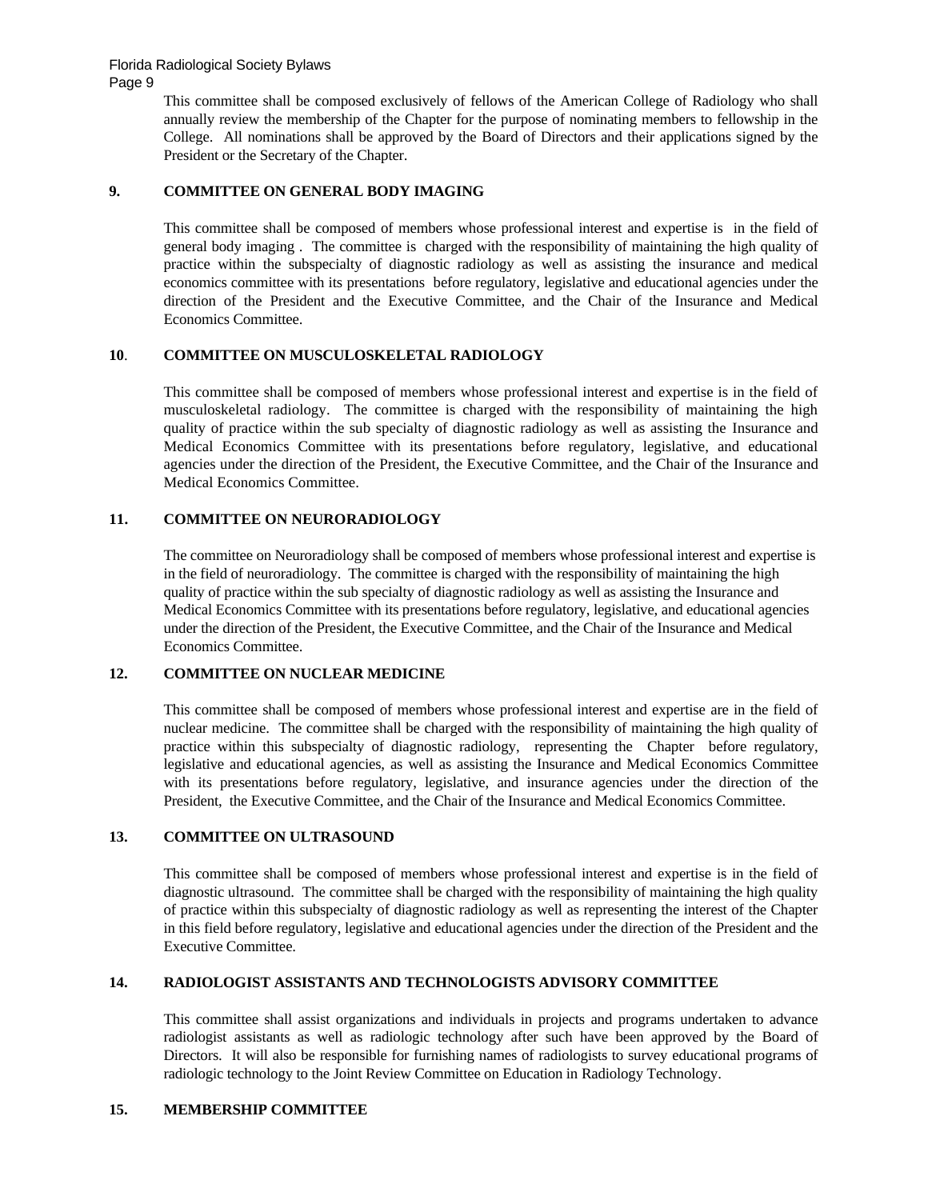This committee shall be composed exclusively of fellows of the American College of Radiology who shall annually review the membership of the Chapter for the purpose of nominating members to fellowship in the College. All nominations shall be approved by the Board of Directors and their applications signed by the President or the Secretary of the Chapter.

**9. COMMITTEE ON GENERAL BODY IMAGING**

This committee shall be composed of members whose professional interest and expertise is in the field of general body imaging . The committee is charged with the responsibility of maintaining the high quality of practice within the subspecialty of diagnostic radiology as well as assisting the insurance and medical economics committee with its presentations before regulatory, legislative and educational agencies under the direction of the President and the Executive Committee, and the Chair of the Insurance and Medical Economics Committee.

**10. COMMITTEE ON MUSCULOSKELETAL RADIOLOGY**

This committee shall be composed of members whose professional interest and expertise is in the field of musculoskeletal radiology. The committee is charged with the responsibility of maintaining the high quality of practice within the sub specialty of diagnostic radiology as well as assisting the Insurance and Medical Economics Committee with its presentations before regulatory, legislative, and educational agencies under the direction of the President, the Executive Committee, and the Chair of the Insurance and Medical Economics Committee.

**11. COMMITTEE ON NEURORADIOLOGY**

The committee on Neuroradiology shall be composed of members whose professional interest and expertise is in the field of neuroradiology. The committee is charged with the responsibility of maintaining the high quality of practice within the sub specialty of diagnostic radiology as well as assisting the Insurance and Medical Economics Committee with its presentations before regulatory, legislative, and educational agencies under the direction of the President, the Executive Committee, and the Chair of the Insurance and Medical Economics Committee.

**12. COMMITTEE ON NUCLEAR MEDICINE**

This committee shall be composed of members whose professional interest and expertise are in the field of nuclear medicine. The committee shall be charged with the responsibility of maintaining the high quality of practice within this subspecialty of diagnostic radiology, representing the Chapter before regulatory, legislative and educational agencies, as well as assisting the Insurance and Medical Economics Committee with its presentations before regulatory, legislative, and insurance agencies under the direction of the President, the Executive Committee, and the Chair of the Insurance and Medical Economics Committee.

**13. COMMITTEE ON ULTRASOUND**

This committee shall be composed of members whose professional interest and expertise is in the field of diagnostic ultrasound. The committee shall be charged with the responsibility of maintaining the high quality of practice within this subspecialty of diagnostic radiology as well as representing the interest of the Chapter in this field before regulatory, legislative and educational agencies under the direction of the President and the Executive Committee.

**14. RADIOLOGIST ASSISTANTS AND TECHNOLOGISTS ADVISORY COMMITTEE**

This committee shall assist organizations and individuals in projects and programs undertaken to advance radiologist assistants as well as radiologic technology after such have been approved by the Board of Directors. It will also be responsible for furnishing names of radiologists to survey educational programs of radiologic technology to the Joint Review Committee on Education in Radiology Technology.

**15. MEMBERSHIP COMMITTEE**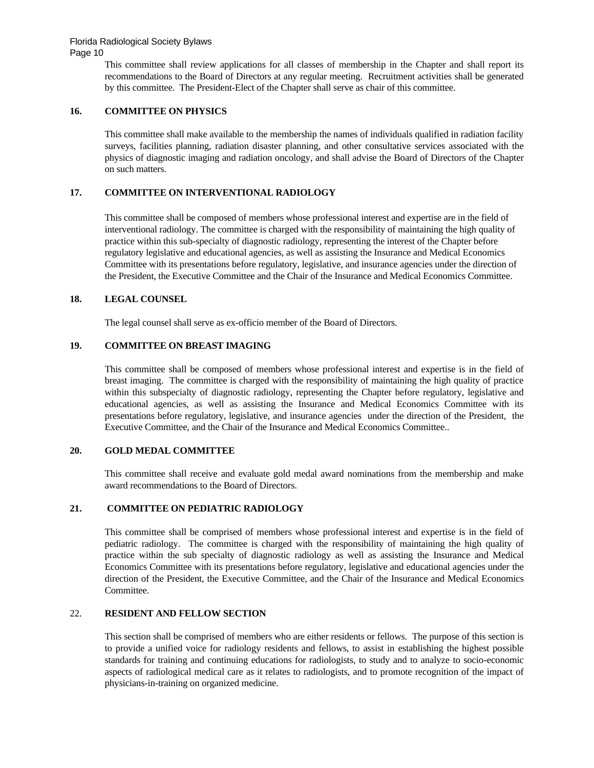This committee shall review applications for all classes of membership in the Chapter and shall report its recommendations to the Board of Directors at any regular meeting. Recruitment activities shall be generated by this committee. The President-Elect of the Chapter shall serve as chair of this committee.

**16. COMMITTEE ON PHYSICS**

This committee shall make available to the membership the names of individuals qualified in radiation facility surveys, facilities planning, radiation disaster planning, and other consultative services associated with the physics of diagnostic imaging and radiation oncology, and shall advise the Board of Directors of the Chapter on such matters.

**17. COMMITTEE ON INTERVENTIONAL RADIOLOGY**

This committee shall be composed of members whose professional interest and expertise are in the field of interventional radiology. The committee is charged with the responsibility of maintaining the high quality of practice within this sub-specialty of diagnostic radiology, representing the interest of the Chapter before regulatory legislative and educational agencies, as well as assisting the Insurance and Medical Economics Committee with its presentations before regulatory, legislative, and insurance agencies under the direction of the President, the Executive Committee and the Chair of the Insurance and Medical Economics Committee.

**18. LEGAL COUNSEL**

The legal counsel shall serve as ex-officio member of the Board of Directors.

**19. COMMITTEE ON BREAST IMAGING**

This committee shall be composed of members whose professional interest and expertise is in the field of breast imaging. The committee is charged with the responsibility of maintaining the high quality of practice within this subspecialty of diagnostic radiology, representing the Chapter before regulatory, legislative and educational agencies, as well as assisting the Insurance and Medical Economics Committee with its presentations before regulatory, legislative, and insurance agencies under the direction of the President, the Executive Committee, and the Chair of the Insurance and Medical Economics Committee..

**20. GOLD MEDAL COMMITTEE**

This committee shall receive and evaluate gold medal award nominations from the membership and make award recommendations to the Board of Directors.

**21. COMMITTEE ON PEDIATRIC RADIOLOGY**

This committee shall be comprised of members whose professional interest and expertise is in the field of pediatric radiology. The committee is charged with the responsibility of maintaining the high quality of practice within the sub specialty of diagnostic radiology as well as assisting the Insurance and Medical Economics Committee with its presentations before regulatory, legislative and educational agencies under the direction of the President, the Executive Committee, and the Chair of the Insurance and Medical Economics Committee.

22. **RESIDENT AND FELLOW SECTION**

This section shall be comprised of members who are either residents or fellows. The purpose of this section is to provide a unified voice for radiology residents and fellows, to assist in establishing the highest possible standards for training and continuing educations for radiologists, to study and to analyze to socio-economic aspects of radiological medical care as it relates to radiologists, and to promote recognition of the impact of physicians-in-training on organized medicine.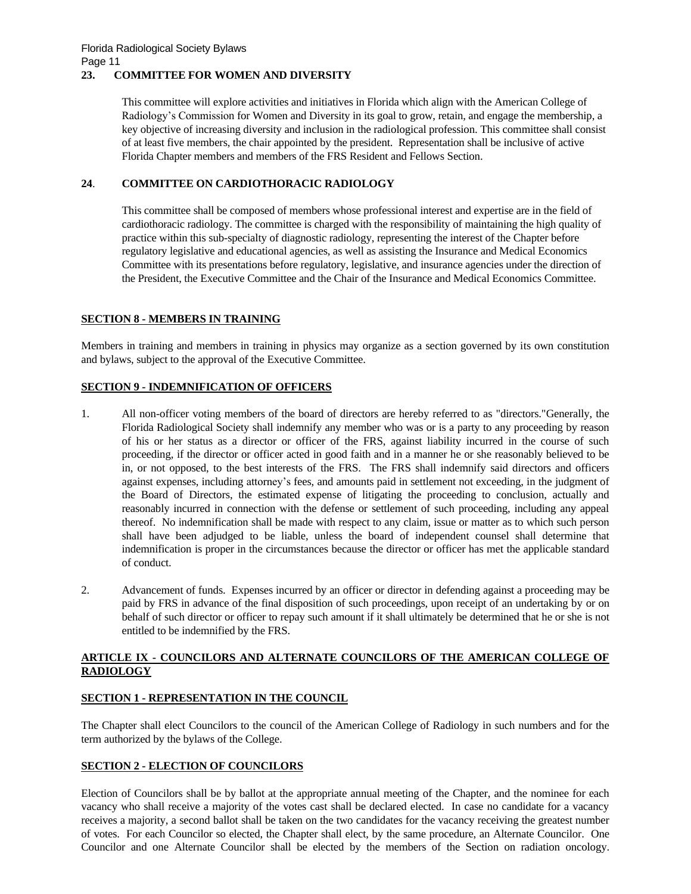**23. COMMITTEE FOR WOMEN AND DIVERSITY**

This committee will explore activities and initiatives in Florida which align with the American College of Radiology's Commission for Women and Diversity in its goal to grow, retain, and engage the membership, a key objective of increasing diversity and inclusion in the radiological profession. This committee shall consist of at least five members, the chair appointed by the president. Representation shall be inclusive of active Florida Chapter members and members of the FRS Resident and Fellows Section.

**24. COMMITTEE ON CARDIOTHORACIC RADIOLOGY**

This committee shall be composed of members whose professional interest and expertise are in the field of cardiothoracic radiology. The committee is charged with the responsibility of maintaining the high quality of practice within this sub-specialty of diagnostic radiology, representing the interest of the Chapter before regulatory legislative and educational agencies, as well as assisting the Insurance and Medical Economics Committee with its presentations before regulatory, legislative, and insurance agencies under the direction of the President, the Executive Committee and the Chair of the Insurance and Medical Economics Committee.

**SECTION 8 - MEMBERS IN TRAINING**

Members in training and members in training in physics may organize as a section governed by its own constitution and bylaws, subject to the approval of the Executive Committee.

**SECTION 9 - INDEMNIFICATION OF OFFICERS**

1. All non-officer voting members of the board of directors are hereby referred to as "directors."Generally, the Florida Radiological Society shall indemnify any member who was or is a party to any proceeding by reason of his or her status as a director or officer of the FRS, against liability incurred in the course of such proceeding, if the director or officer acted in good faith and in a manner he or she reasonably believed to be in, or not opposed, to the best interests of the FRS. The FRS shall indemnify said directors and officers against expenses, including attorney's fees, and amounts paid in settlement not exceeding, in the judgment of the Board of Directors, the estimated expense of litigating the proceeding to conclusion, actually and reasonably incurred in connection with the defense or settlement of such proceeding, including any appeal thereof. No indemnification shall be made with respect to any claim, issue or matter as to which such person shall have been adjudged to be liable, unless the board of independent counsel shall determine that indemnification is proper in the circumstances because the director or officer has met the applicable standard of conduct.

2. Advancement of funds. Expenses incurred by an officer or director in defending against a proceeding may be paid by FRS in advance of the final disposition of such proceedings, upon receipt of an undertaking by or on behalf of such director or officer to repay such amount if it shall ultimately be determined that he or she is not entitled to be indemnified by the FRS.

**ARTICLE IX - COUNCILORS AND ALTERNATE COUNCILORS OF THE AMERICAN COLLEGE OF RADIOLOGY**

**SECTION 1 - REPRESENTATION IN THE COUNCIL**

The Chapter shall elect Councilors to the council of the American College of Radiology in such numbers and for the term authorized by the bylaws of the College.

**SECTION 2 - ELECTION OF COUNCILORS**

Election of Councilors shall be by ballot at the appropriate annual meeting of the Chapter, and the nominee for each vacancy who shall receive a majority of the votes cast shall be declared elected. In case no candidate for a vacancy receives a majority, a second ballot shall be taken on the two candidates for the vacancy receiving the greatest number of votes. For each Councilor so elected, the Chapter shall elect, by the same procedure, an Alternate Councilor. One Councilor and one Alternate Councilor shall be elected by the members of the Section on radiation oncology.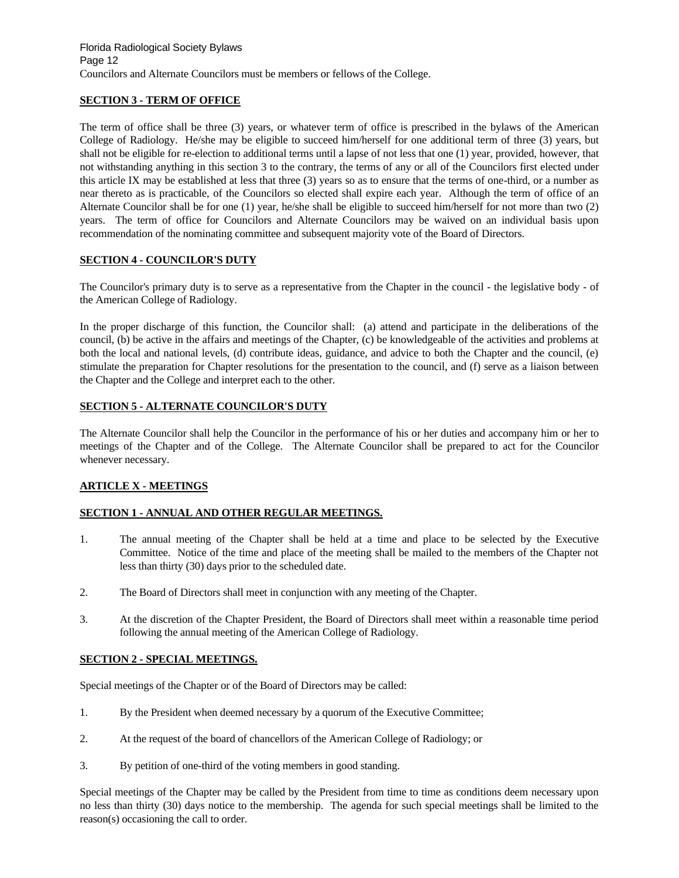Councilors and Alternate Councilors must be members or fellows of the College.

**SECTION 3 - TERM OF OFFICE**

The term of office shall be three (3) years, or whatever term of office is prescribed in the bylaws of the American College of Radiology. He/she may be eligible to succeed him/herself for one additional term of three (3) years, but shall not be eligible for re-election to additional terms until a lapse of not less that one (1) year, provided, however, that not withstanding anything in this section 3 to the contrary, the terms of any or all of the Councilors first elected under this article IX may be established at less that three (3) years so as to ensure that the terms of one-third, or a number as near thereto as is practicable, of the Councilors so elected shall expire each year. Although the term of office of an Alternate Councilor shall be for one (1) year, he/she shall be eligible to succeed him/herself for not more than two (2) years. The term of office for Councilors and Alternate Councilors may be waived on an individual basis upon recommendation of the nominating committee and subsequent majority vote of the Board of Directors.

**SECTION 4 - COUNCILOR'S DUTY**

The Councilor's primary duty is to serve as a representative from the Chapter in the council - the legislative body - of the American College of Radiology.

In the proper discharge of this function, the Councilor shall: (a) attend and participate in the deliberations of the council, (b) be active in the affairs and meetings of the Chapter, (c) be knowledgeable of the activities and problems at both the local and national levels, (d) contribute ideas, guidance, and advice to both the Chapter and the council, (e) stimulate the preparation for Chapter resolutions for the presentation to the council, and (f) serve as a liaison between the Chapter and the College and interpret each to the other.

**SECTION 5 - ALTERNATE COUNCILOR'S DUTY**

The Alternate Councilor shall help the Councilor in the performance of his or her duties and accompany him or her to meetings of the Chapter and of the College. The Alternate Councilor shall be prepared to act for the Councilor whenever necessary.

**ARTICLE X - MEETINGS**

**SECTION 1 - ANNUAL AND OTHER REGULAR MEETINGS.**

1. The annual meeting of the Chapter shall be held at a time and place to be selected by the Executive Committee. Notice of the time and place of the meeting shall be mailed to the members of the Chapter not less than thirty (30) days prior to the scheduled date.

2. The Board of Directors shall meet in conjunction with any meeting of the Chapter.

3. At the discretion of the Chapter President, the Board of Directors shall meet within a reasonable time period following the annual meeting of the American College of Radiology.

**SECTION 2 - SPECIAL MEETINGS.**

Special meetings of the Chapter or of the Board of Directors may be called:

1. By the President when deemed necessary by a quorum of the Executive Committee;

2. At the request of the board of chancellors of the American College of Radiology; or

3. By petition of one-third of the voting members in good standing.

Special meetings of the Chapter may be called by the President from time to time as conditions deem necessary upon no less than thirty (30) days notice to the membership. The agenda for such special meetings shall be limited to the reason(s) occasioning the call to order.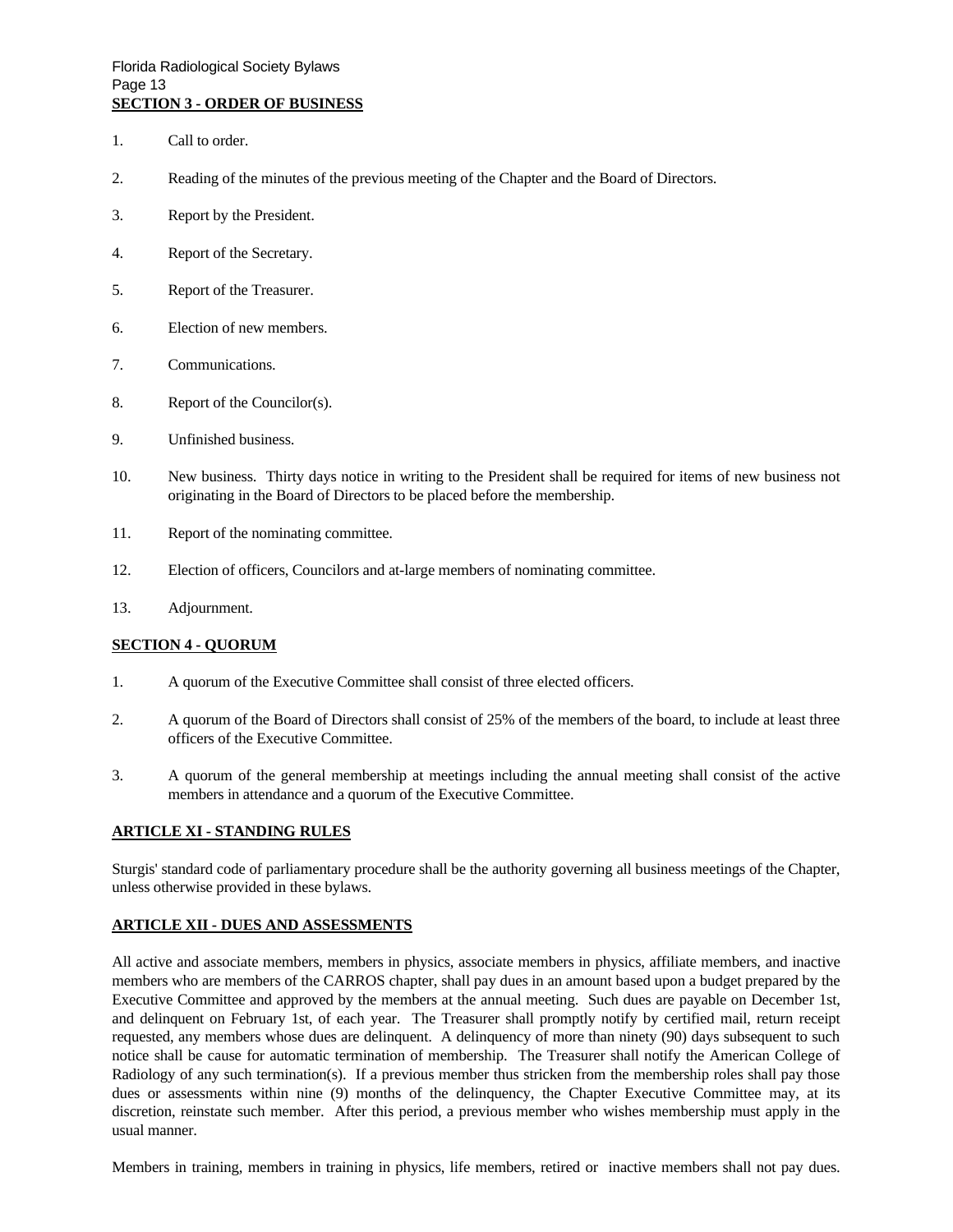**SECTION 3 - ORDER OF BUSINESS**

1. Call to order.
2. Reading of the minutes of the previous meeting of the Chapter and the Board of Directors.
3. Report by the President.
4. Report of the Secretary.
5. Report of the Treasurer.
6. Election of new members.
7. Communications.
8. Report of the Councilor(s).
9. Unfinished business.
10. New business. Thirty days notice in writing to the President shall be required for items of new business not originating in the Board of Directors to be placed before the membership.
11. Report of the nominating committee.
12. Election of officers, Councilors and at-large members of nominating committee.
13. Adjournment.

**SECTION 4 - QUORUM**

1. A quorum of the Executive Committee shall consist of three elected officers.
2. A quorum of the Board of Directors shall consist of 25% of the members of the board, to include at least three officers of the Executive Committee.
3. A quorum of the general membership at meetings including the annual meeting shall consist of the active members in attendance and a quorum of the Executive Committee.

**ARTICLE XI - STANDING RULES**

Sturgis' standard code of parliamentary procedure shall be the authority governing all business meetings of the Chapter, unless otherwise provided in these bylaws.

**ARTICLE XII - DUES AND ASSESSMENTS**

All active and associate members, members in physics, associate members in physics, affiliate members, and inactive members who are members of the CARROS chapter, shall pay dues in an amount based upon a budget prepared by the Executive Committee and approved by the members at the annual meeting. Such dues are payable on December 1st, and delinquent on February 1st, of each year. The Treasurer shall promptly notify by certified mail, return receipt requested, any members whose dues are delinquent. A delinquency of more than ninety (90) days subsequent to such notice shall be cause for automatic termination of membership. The Treasurer shall notify the American College of Radiology of any such termination(s). If a previous member thus stricken from the membership roles shall pay those dues or assessments within nine (9) months of the delinquency, the Chapter Executive Committee may, at its discretion, reinstate such member. After this period, a previous member who wishes membership must apply in the usual manner.

Members in training, members in training in physics, life members, retired or inactive members shall not pay dues.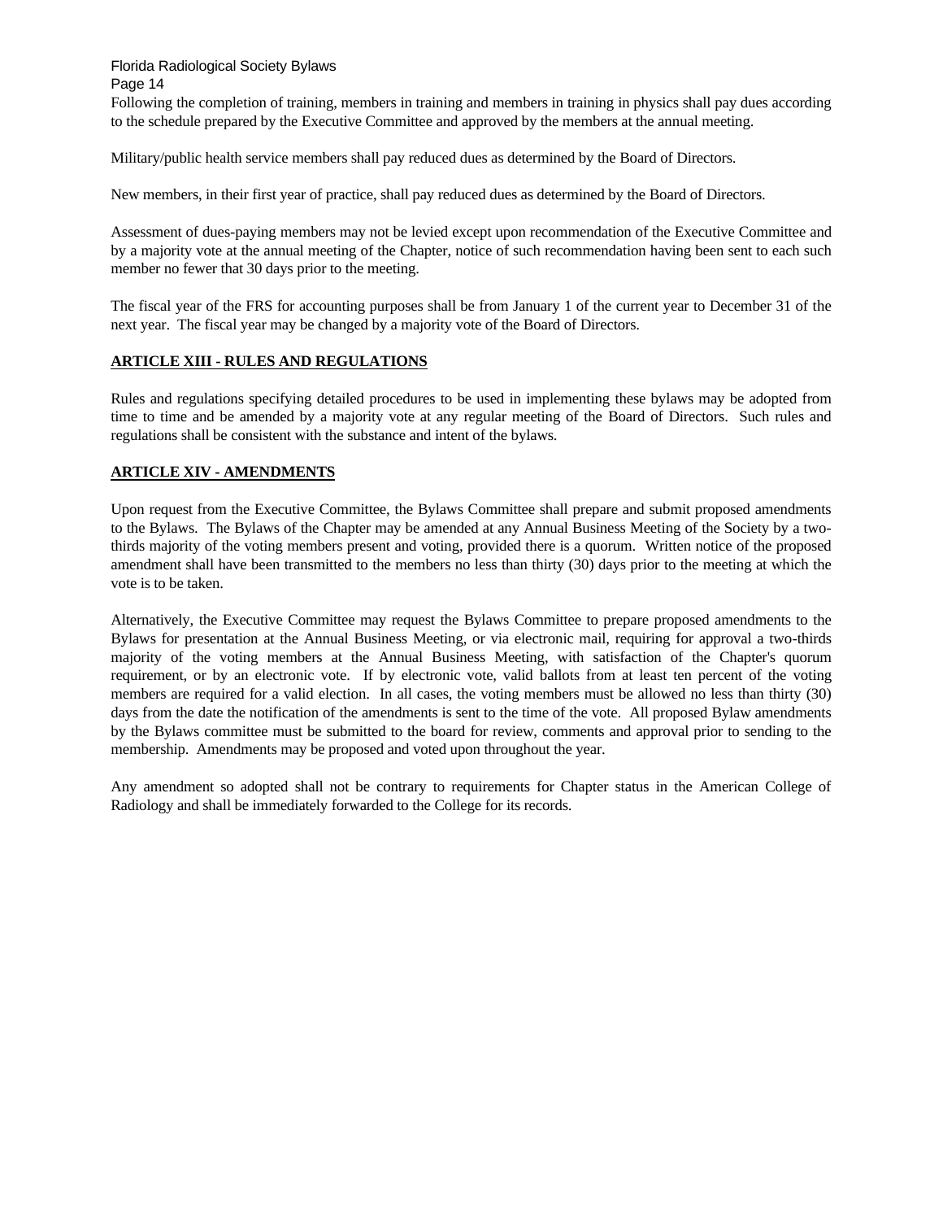Following the completion of training, members in training and members in training in physics shall pay dues according to the schedule prepared by the Executive Committee and approved by the members at the annual meeting.

Military/public health service members shall pay reduced dues as determined by the Board of Directors.

New members, in their first year of practice, shall pay reduced dues as determined by the Board of Directors.

Assessment of dues-paying members may not be levied except upon recommendation of the Executive Committee and by a majority vote at the annual meeting of the Chapter, notice of such recommendation having been sent to each such member no fewer that 30 days prior to the meeting.

The fiscal year of the FRS for accounting purposes shall be from January 1 of the current year to December 31 of the next year. The fiscal year may be changed by a majority vote of the Board of Directors.

## ARTICLE XIII - RULES AND REGULATIONS

Rules and regulations specifying detailed procedures to be used in implementing these bylaws may be adopted from time to time and be amended by a majority vote at any regular meeting of the Board of Directors. Such rules and regulations shall be consistent with the substance and intent of the bylaws.

## ARTICLE XIV - AMENDMENTS

Upon request from the Executive Committee, the Bylaws Committee shall prepare and submit proposed amendments to the Bylaws. The Bylaws of the Chapter may be amended at any Annual Business Meeting of the Society by a two-thirds majority of the voting members present and voting, provided there is a quorum. Written notice of the proposed amendment shall have been transmitted to the members no less than thirty (30) days prior to the meeting at which the vote is to be taken.

Alternatively, the Executive Committee may request the Bylaws Committee to prepare proposed amendments to the Bylaws for presentation at the Annual Business Meeting, or via electronic mail, requiring for approval a two-thirds majority of the voting members at the Annual Business Meeting, with satisfaction of the Chapter's quorum requirement, or by an electronic vote. If by electronic vote, valid ballots from at least ten percent of the voting members are required for a valid election. In all cases, the voting members must be allowed no less than thirty (30) days from the date the notification of the amendments is sent to the time of the vote. All proposed Bylaw amendments by the Bylaws committee must be submitted to the board for review, comments and approval prior to sending to the membership. Amendments may be proposed and voted upon throughout the year.

Any amendment so adopted shall not be contrary to requirements for Chapter status in the American College of Radiology and shall be immediately forwarded to the College for its records.